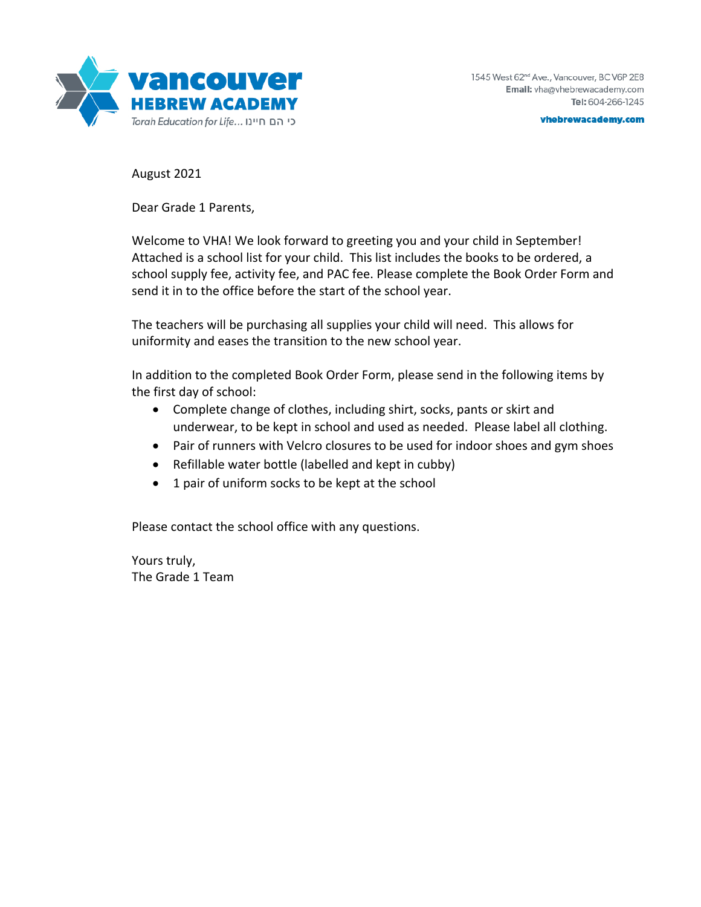**vancouver HEBREW ACADEMY**
*Torah Education for Life... כי הם חיינו*

1545 West 62nd Ave., Vancouver, BC V6P 2E8
**Email:** vha@vhebrewacademy.com
**Tel:** 604-266-1245

**vhebrewacademy.com**

August 2021

Dear Grade 1 Parents,

Welcome to VHA! We look forward to greeting you and your child in September! Attached is a school list for your child. This list includes the books to be ordered, a school supply fee, activity fee, and PAC fee. Please complete the Book Order Form and send it in to the office before the start of the school year.

The teachers will be purchasing all supplies your child will need. This allows for uniformity and eases the transition to the new school year.

In addition to the completed Book Order Form, please send in the following items by the first day of school:

- Complete change of clothes, including shirt, socks, pants or skirt and underwear, to be kept in school and used as needed. Please label all clothing.
- Pair of runners with Velcro closures to be used for indoor shoes and gym shoes
- Refillable water bottle (labelled and kept in cubby)
- 1 pair of uniform socks to be kept at the school

Please contact the school office with any questions.

Yours truly,
The Grade 1 Team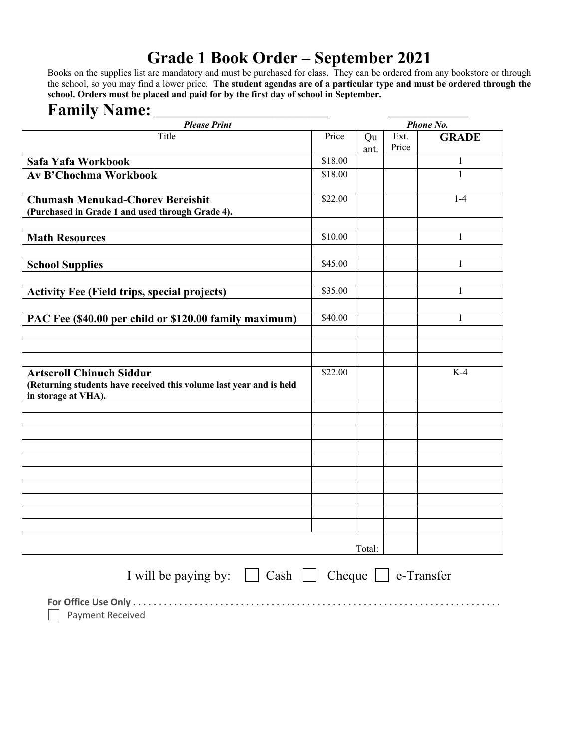# Grade 1 Book Order – September 2021

Books on the supplies list are mandatory and must be purchased for class. They can be ordered from any bookstore or through the school, so you may find a lower price. **The student agendas are of a particular type and must be ordered through the school. Orders must be placed and paid for by the first day of school in September.**

## Family Name: ________________________ ______________

*Please Print* *Phone No.*

| Title | Price | Quant. | Ext. Price | GRADE |
|---|---|---|---|---|
| **Safa Yafa Workbook** | $18.00 | | | 1 |
| **Av B'Chochma Workbook** | $18.00 | | | 1 |
| **Chumash Menukad-Chorev Bereishit**<br>**(Purchased in Grade 1 and used through Grade 4).** | $22.00 | | | 1-4 |
| | | | | |
| **Math Resources** | $10.00 | | | 1 |
| | | | | |
| **School Supplies** | $45.00 | | | 1 |
| | | | | |
| **Activity Fee (Field trips, special projects)** | $35.00 | | | 1 |
| | | | | |
| **PAC Fee ($40.00 per child or $120.00 family maximum)** | $40.00 | | | 1 |
| | | | | |
| | | | | |
| | | | | |
| **Artscroll Chinuch Siddur**<br>**(Returning students have received this volume last year and is held in storage at VHA).** | $22.00 | | | K-4 |
| | | | | |
| | | | | |
| | | | | |
| | | | | |
| | | | | |
| | | | | |
| | | | | |
| | | | | |
| | | | | |
| | | | | |
| | | Total: | | |

I will be paying by: ☐ Cash ☐ Cheque ☐ e-Transfer

**For Office Use Only** . . . . . . . . . . . . . . . . . . . . . . . . . . . . . . . . . . . . . . . . . . . . . . . . . . . . . . . . . . . . . . . . . . .

☐ Payment Received